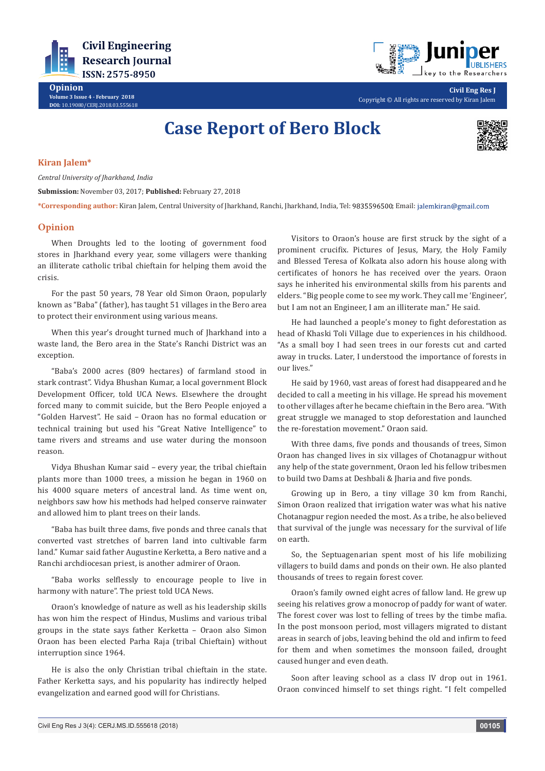# Case Report of Bero Block

**Kiran Jalem***

*Central University of Jharkhand, India*

**Submission:** November 03, 2017; **Published:** February 27, 2018

***Corresponding author:** Kiran Jalem, Central University of Jharkhand, Ranchi, Jharkhand, India, Tel: 9835596500; Email: jalemkiran@gmail.com

## Opinion

When Droughts led to the looting of government food stores in Jharkhand every year, some villagers were thanking an illiterate catholic tribal chieftain for helping them avoid the crisis.

For the past 50 years, 78 Year old Simon Oraon, popularly known as "Baba" (father), has taught 51 villages in the Bero area to protect their environment using various means.

When this year's drought turned much of Jharkhand into a waste land, the Bero area in the State's Ranchi District was an exception.

"Baba's 2000 acres (809 hectares) of farmland stood in stark contrast". Vidya Bhushan Kumar, a local government Block Development Officer, told UCA News. Elsewhere the drought forced many to commit suicide, but the Bero People enjoyed a "Golden Harvest". He said – Oraon has no formal education or technical training but used his "Great Native Intelligence" to tame rivers and streams and use water during the monsoon reason.

Vidya Bhushan Kumar said – every year, the tribal chieftain plants more than 1000 trees, a mission he began in 1960 on his 4000 square meters of ancestral land. As time went on, neighbors saw how his methods had helped conserve rainwater and allowed him to plant trees on their lands.

"Baba has built three dams, five ponds and three canals that converted vast stretches of barren land into cultivable farm land." Kumar said father Augustine Kerketta, a Bero native and a Ranchi archdiocesan priest, is another admirer of Oraon.

"Baba works selflessly to encourage people to live in harmony with nature". The priest told UCA News.

Oraon's knowledge of nature as well as his leadership skills has won him the respect of Hindus, Muslims and various tribal groups in the state says father Kerketta – Oraon also Simon Oraon has been elected Parha Raja (tribal Chieftain) without interruption since 1964.

He is also the only Christian tribal chieftain in the state. Father Kerketta says, and his popularity has indirectly helped evangelization and earned good will for Christians.

Visitors to Oraon's house are first struck by the sight of a prominent crucifix. Pictures of Jesus, Mary, the Holy Family and Blessed Teresa of Kolkata also adorn his house along with certificates of honors he has received over the years. Oraon says he inherited his environmental skills from his parents and elders. "Big people come to see my work. They call me 'Engineer', but I am not an Engineer, I am an illiterate man." He said.

He had launched a people's money to fight deforestation as head of Khaski Toli Village due to experiences in his childhood. "As a small boy I had seen trees in our forests cut and carted away in trucks. Later, I understood the importance of forests in our lives."

He said by 1960, vast areas of forest had disappeared and he decided to call a meeting in his village. He spread his movement to other villages after he became chieftain in the Bero area. "With great struggle we managed to stop deforestation and launched the re-forestation movement." Oraon said.

With three dams, five ponds and thousands of trees, Simon Oraon has changed lives in six villages of Chotanagpur without any help of the state government, Oraon led his fellow tribesmen to build two Dams at Deshbali & Jharia and five ponds.

Growing up in Bero, a tiny village 30 km from Ranchi, Simon Oraon realized that irrigation water was what his native Chotanagpur region needed the most. As a tribe, he also believed that survival of the jungle was necessary for the survival of life on earth.

So, the Septuagenarian spent most of his life mobilizing villagers to build dams and ponds on their own. He also planted thousands of trees to regain forest cover.

Oraon's family owned eight acres of fallow land. He grew up seeing his relatives grow a monocrop of paddy for want of water. The forest cover was lost to felling of trees by the timbe mafia. In the post monsoon period, most villagers migrated to distant areas in search of jobs, leaving behind the old and infirm to feed for them and when sometimes the monsoon failed, drought caused hunger and even death.

Soon after leaving school as a class IV drop out in 1961. Oraon convinced himself to set things right. "I felt compelled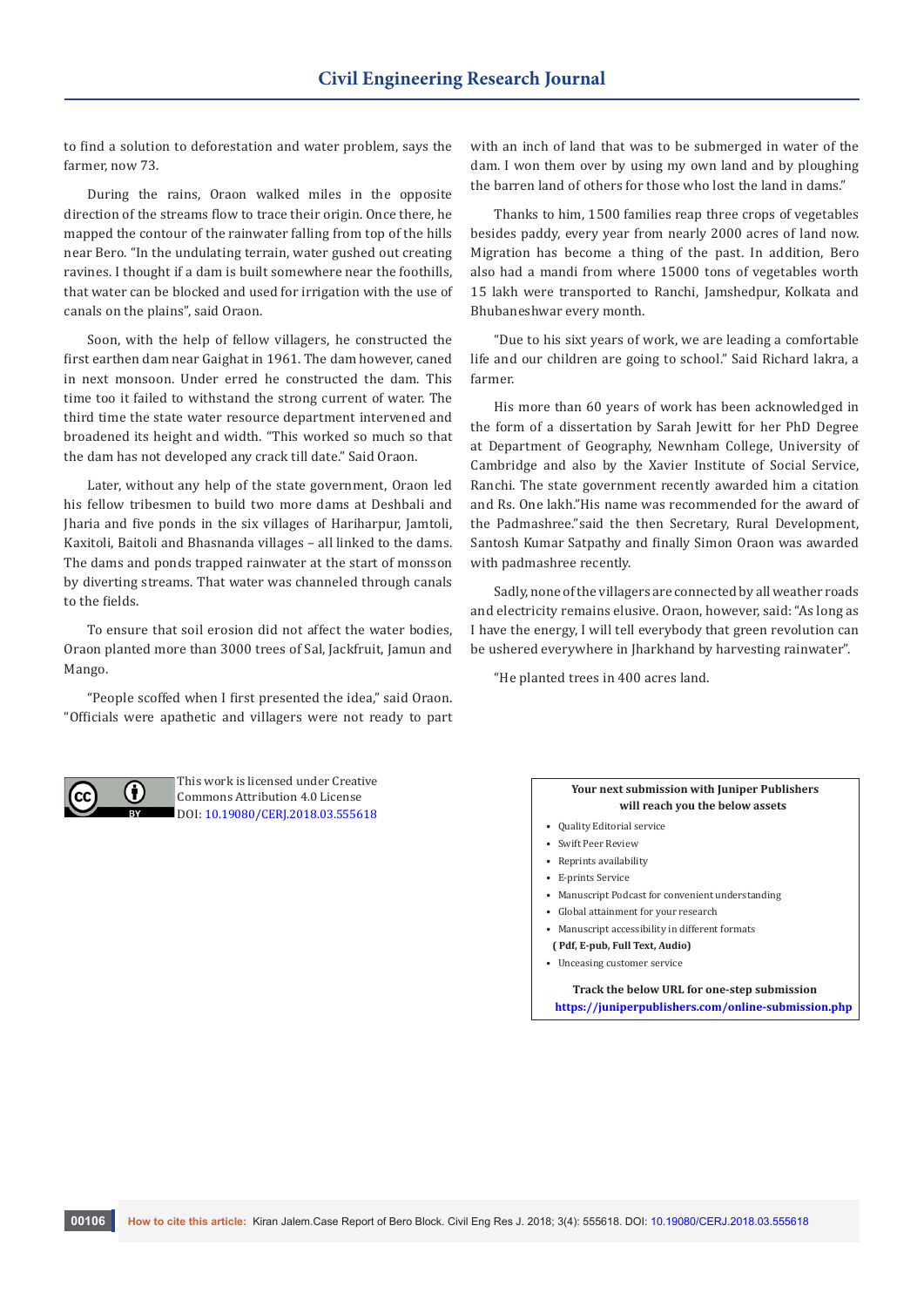to find a solution to deforestation and water problem, says the farmer, now 73.

During the rains, Oraon walked miles in the opposite direction of the streams flow to trace their origin. Once there, he mapped the contour of the rainwater falling from top of the hills near Bero. "In the undulating terrain, water gushed out creating ravines. I thought if a dam is built somewhere near the foothills, that water can be blocked and used for irrigation with the use of canals on the plains", said Oraon.

Soon, with the help of fellow villagers, he constructed the first earthen dam near Gaighat in 1961. The dam however, caned in next monsoon. Under erred he constructed the dam. This time too it failed to withstand the strong current of water. The third time the state water resource department intervened and broadened its height and width. "This worked so much so that the dam has not developed any crack till date." Said Oraon.

Later, without any help of the state government, Oraon led his fellow tribesmen to build two more dams at Deshbali and Jharia and five ponds in the six villages of Hariharpur, Jamtoli, Kaxitoli, Baitoli and Bhasnanda villages – all linked to the dams. The dams and ponds trapped rainwater at the start of monsson by diverting streams. That water was channeled through canals to the fields.

To ensure that soil erosion did not affect the water bodies, Oraon planted more than 3000 trees of Sal, Jackfruit, Jamun and Mango.

"People scoffed when I first presented the idea," said Oraon. "Officials were apathetic and villagers were not ready to part with an inch of land that was to be submerged in water of the dam. I won them over by using my own land and by ploughing the barren land of others for those who lost the land in dams."

Thanks to him, 1500 families reap three crops of vegetables besides paddy, every year from nearly 2000 acres of land now. Migration has become a thing of the past. In addition, Bero also had a mandi from where 15000 tons of vegetables worth 15 lakh were transported to Ranchi, Jamshedpur, Kolkata and Bhubaneshwar every month.

"Due to his sixt years of work, we are leading a comfortable life and our children are going to school." Said Richard lakra, a farmer.

His more than 60 years of work has been acknowledged in the form of a dissertation by Sarah Jewitt for her PhD Degree at Department of Geography, Newnham College, University of Cambridge and also by the Xavier Institute of Social Service, Ranchi. The state government recently awarded him a citation and Rs. One lakh."His name was recommended for the award of the Padmashree."said the then Secretary, Rural Development, Santosh Kumar Satpathy and finally Simon Oraon was awarded with padmashree recently.

Sadly, none of the villagers are connected by all weather roads and electricity remains elusive. Oraon, however, said: "As long as I have the energy, I will tell everybody that green revolution can be ushered everywhere in Jharkhand by harvesting rainwater".

"He planted trees in 400 acres land.

This work is licensed under Creative Commons Attribution 4.0 License
DOI: 10.19080/CERJ.2018.03.555618

**Your next submission with Juniper Publishers will reach you the below assets**

- Quality Editorial service
- Swift Peer Review
- Reprints availability
- E-prints Service
- Manuscript Podcast for convenient understanding
- Global attainment for your research
- Manuscript accessibility in different formats
  **( Pdf, E-pub, Full Text, Audio)**
- Unceasing customer service

**Track the below URL for one-step submission**
**https://juniperpublishers.com/online-submission.php**

**How to cite this article:** Kiran Jalem.Case Report of Bero Block. Civil Eng Res J. 2018; 3(4): 555618. DOI: 10.19080/CERJ.2018.03.555618